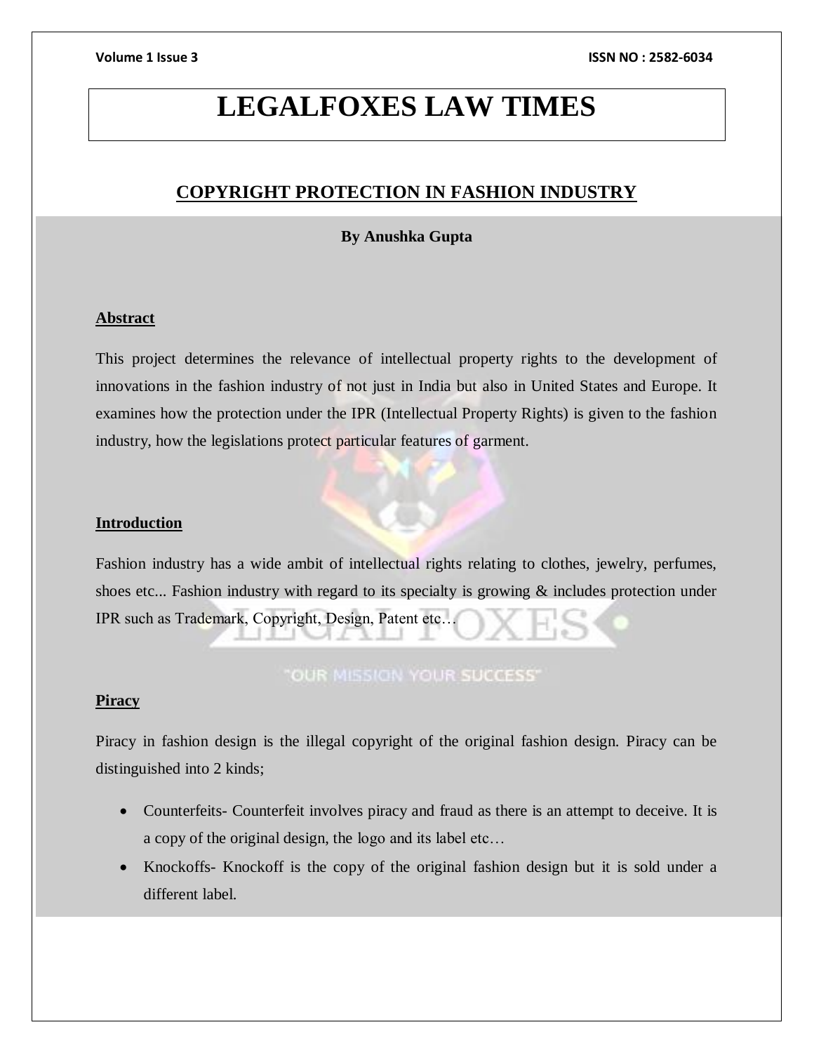# LEGALFOXES LAW TIMES

## COPYRIGHT PROTECTION IN FASHION INDUSTRY

**By Anushka Gupta**

### Abstract

This project determines the relevance of intellectual property rights to the development of innovations in the fashion industry of not just in India but also in United States and Europe. It examines how the protection under the IPR (Intellectual Property Rights) is given to the fashion industry, how the legislations protect particular features of garment.

### Introduction

Fashion industry has a wide ambit of intellectual rights relating to clothes, jewelry, perfumes, shoes etc... Fashion industry with regard to its specialty is growing & includes protection under IPR such as Trademark, Copyright, Design, Patent etc…

### Piracy

Piracy in fashion design is the illegal copyright of the original fashion design. Piracy can be distinguished into 2 kinds;

- Counterfeits- Counterfeit involves piracy and fraud as there is an attempt to deceive. It is a copy of the original design, the logo and its label etc…
- Knockoffs- Knockoff is the copy of the original fashion design but it is sold under a different label.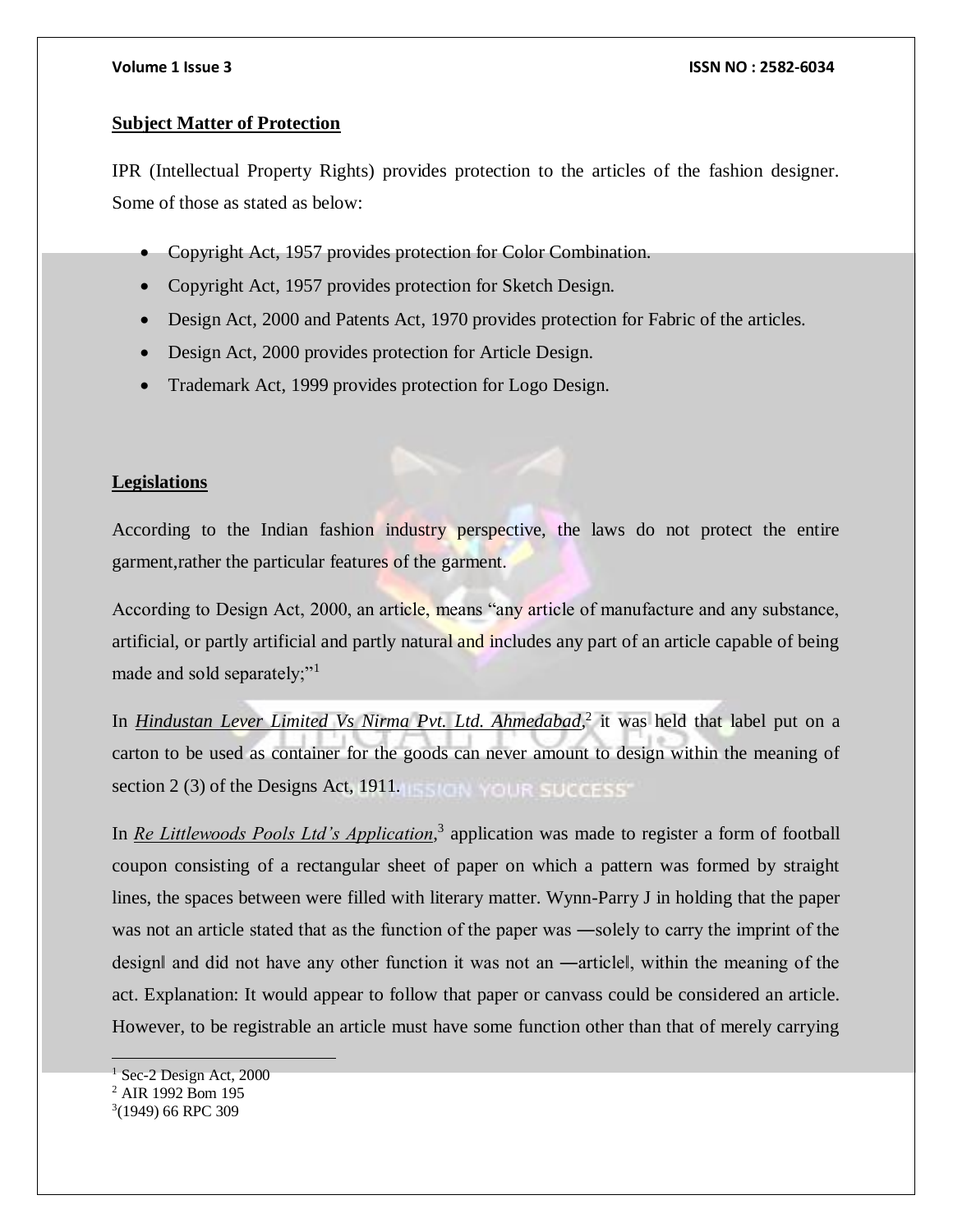**Subject Matter of Protection**

IPR (Intellectual Property Rights) provides protection to the articles of the fashion designer. Some of those as stated as below:

- Copyright Act, 1957 provides protection for Color Combination.
- Copyright Act, 1957 provides protection for Sketch Design.
- Design Act, 2000 and Patents Act, 1970 provides protection for Fabric of the articles.
- Design Act, 2000 provides protection for Article Design.
- Trademark Act, 1999 provides protection for Logo Design.

**Legislations**

According to the Indian fashion industry perspective, the laws do not protect the entire garment,rather the particular features of the garment.

According to Design Act, 2000, an article, means "any article of manufacture and any substance, artificial, or partly artificial and partly natural and includes any part of an article capable of being made and sold separately;"[1]

In ***Hindustan Lever Limited Vs Nirma Pvt. Ltd. Ahmedabad***,[2] it was held that label put on a carton to be used as container for the goods can never amount to design within the meaning of section 2 (3) of the Designs Act, 1911.

In ***Re Littlewoods Pools Ltd's Application***,[3] application was made to register a form of football coupon consisting of a rectangular sheet of paper on which a pattern was formed by straight lines, the spaces between were filled with literary matter. Wynn-Parry J in holding that the paper was not an article stated that as the function of the paper was ―solely to carry the imprint of the design‖ and did not have any other function it was not an ―article‖, within the meaning of the act. Explanation: It would appear to follow that paper or canvass could be considered an article. However, to be registrable an article must have some function other than that of merely carrying

---

[1] Sec-2 Design Act, 2000
[2] AIR 1992 Bom 195
[3] (1949) 66 RPC 309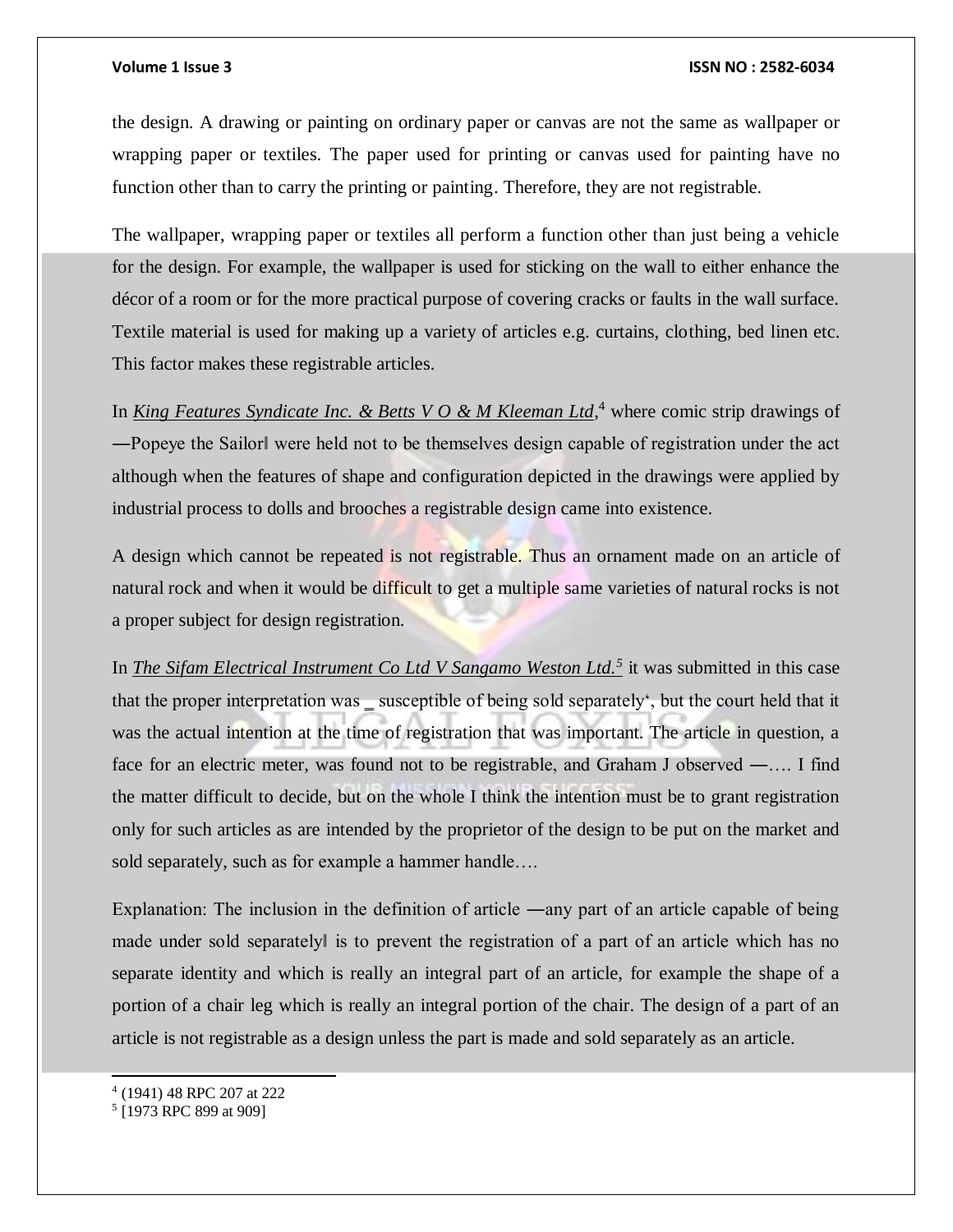the design. A drawing or painting on ordinary paper or canvas are not the same as wallpaper or wrapping paper or textiles. The paper used for printing or canvas used for painting have no function other than to carry the printing or painting. Therefore, they are not registrable.

The wallpaper, wrapping paper or textiles all perform a function other than just being a vehicle for the design. For example, the wallpaper is used for sticking on the wall to either enhance the décor of a room or for the more practical purpose of covering cracks or faults in the wall surface. Textile material is used for making up a variety of articles e.g. curtains, clothing, bed linen etc. This factor makes these registrable articles.

In *King Features Syndicate Inc. & Betts V O & M Kleeman Ltd*,[4] where comic strip drawings of ―Popeye the Sailor‖ were held not to be themselves design capable of registration under the act although when the features of shape and configuration depicted in the drawings were applied by industrial process to dolls and brooches a registrable design came into existence.

A design which cannot be repeated is not registrable. Thus an ornament made on an article of natural rock and when it would be difficult to get a multiple same varieties of natural rocks is not a proper subject for design registration.

In *The Sifam Electrical Instrument Co Ltd V Sangamo Weston Ltd.*[5] it was submitted in this case that the proper interpretation was _ susceptible of being sold separately', but the court held that it was the actual intention at the time of registration that was important. The article in question, a face for an electric meter, was found not to be registrable, and Graham J observed ―…. I find the matter difficult to decide, but on the whole I think the intention must be to grant registration only for such articles as are intended by the proprietor of the design to be put on the market and sold separately, such as for example a hammer handle….

Explanation: The inclusion in the definition of article ―any part of an article capable of being made under sold separately‖ is to prevent the registration of a part of an article which has no separate identity and which is really an integral part of an article, for example the shape of a portion of a chair leg which is really an integral portion of the chair. The design of a part of an article is not registrable as a design unless the part is made and sold separately as an article.

---

[4] (1941) 48 RPC 207 at 222

[5] [1973 RPC 899 at 909]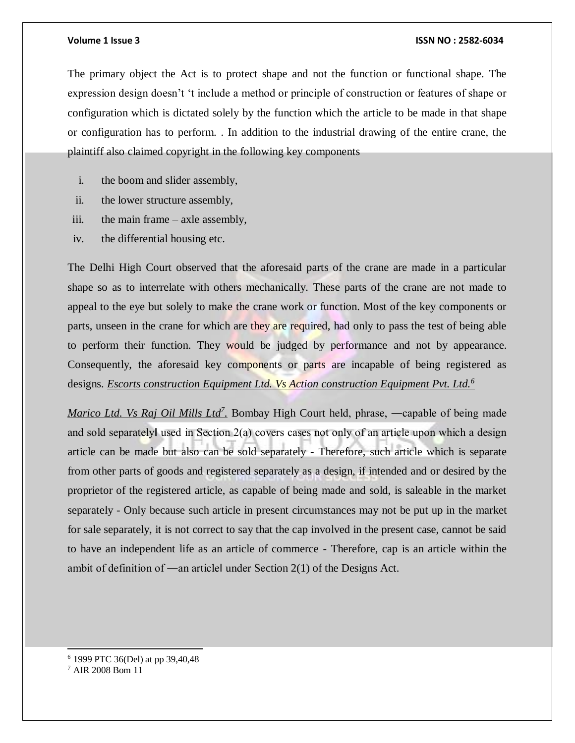The primary object the Act is to protect shape and not the function or functional shape. The expression design doesn't 't include a method or principle of construction or features of shape or configuration which is dictated solely by the function which the article to be made in that shape or configuration has to perform. . In addition to the industrial drawing of the entire crane, the plaintiff also claimed copyright in the following key components

i. the boom and slider assembly,
ii. the lower structure assembly,
iii. the main frame – axle assembly,
iv. the differential housing etc.

The Delhi High Court observed that the aforesaid parts of the crane are made in a particular shape so as to interrelate with others mechanically. These parts of the crane are not made to appeal to the eye but solely to make the crane work or function. Most of the key components or parts, unseen in the crane for which are they are required, had only to pass the test of being able to perform their function. They would be judged by performance and not by appearance. Consequently, the aforesaid key components or parts are incapable of being registered as designs. *Escorts construction Equipment Ltd. Vs Action construction Equipment Pvt. Ltd.*[6]

*Marico Ltd. Vs Raj Oil Mills Ltd*[7]. Bombay High Court held, phrase, ―capable of being made and sold separately‖ used in Section 2(a) covers cases not only of an article upon which a design article can be made but also can be sold separately - Therefore, such article which is separate from other parts of goods and registered separately as a design, if intended and or desired by the proprietor of the registered article, as capable of being made and sold, is saleable in the market separately - Only because such article in present circumstances may not be put up in the market for sale separately, it is not correct to say that the cap involved in the present case, cannot be said to have an independent life as an article of commerce - Therefore, cap is an article within the ambit of definition of ―an article‖ under Section 2(1) of the Designs Act.

---

[6] 1999 PTC 36(Del) at pp 39,40,48

[7] AIR 2008 Bom 11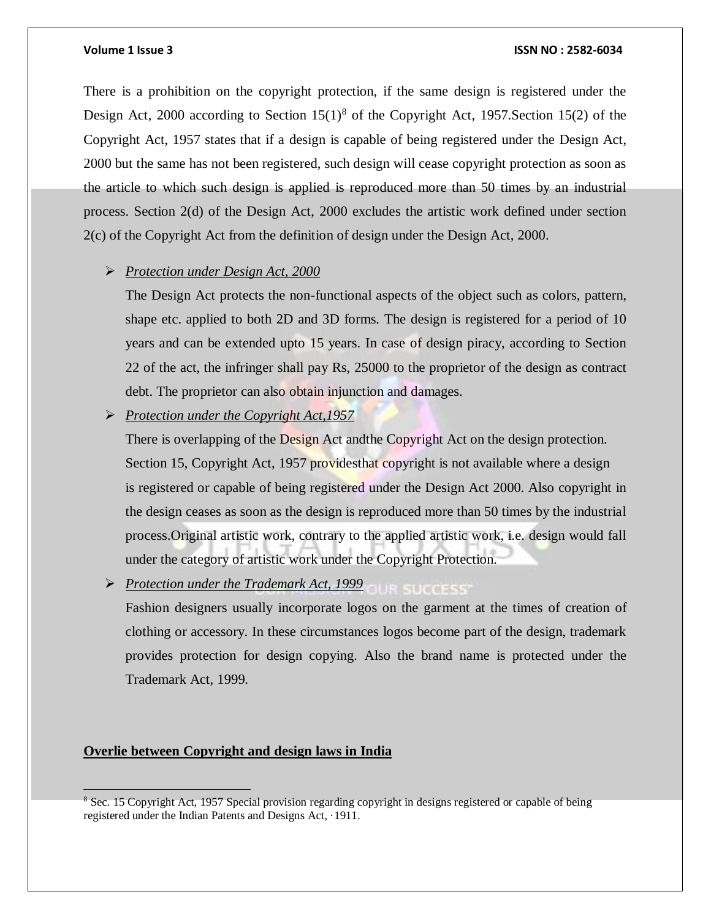There is a prohibition on the copyright protection, if the same design is registered under the Design Act, 2000 according to Section 15(1)[8] of the Copyright Act, 1957.Section 15(2) of the Copyright Act, 1957 states that if a design is capable of being registered under the Design Act, 2000 but the same has not been registered, such design will cease copyright protection as soon as the article to which such design is applied is reproduced more than 50 times by an industrial process. Section 2(d) of the Design Act, 2000 excludes the artistic work defined under section 2(c) of the Copyright Act from the definition of design under the Design Act, 2000.

- *Protection under Design Act, 2000*

  The Design Act protects the non-functional aspects of the object such as colors, pattern, shape etc. applied to both 2D and 3D forms. The design is registered for a period of 10 years and can be extended upto 15 years. In case of design piracy, according to Section 22 of the act, the infringer shall pay Rs, 25000 to the proprietor of the design as contract debt. The proprietor can also obtain injunction and damages.

- *Protection under the Copyright Act,1957*

  There is overlapping of the Design Act andthe Copyright Act on the design protection. Section 15, Copyright Act, 1957 providesthat copyright is not available where a design is registered or capable of being registered under the Design Act 2000. Also copyright in the design ceases as soon as the design is reproduced more than 50 times by the industrial process.Original artistic work, contrary to the applied artistic work, i.e. design would fall under the category of artistic work under the Copyright Protection.

- *Protection under the Trademark Act, 1999*

  Fashion designers usually incorporate logos on the garment at the times of creation of clothing or accessory. In these circumstances logos become part of the design, trademark provides protection for design copying. Also the brand name is protected under the Trademark Act, 1999.

**Overlie between Copyright and design laws in India**

---

[8] Sec. 15 Copyright Act, 1957 Special provision regarding copyright in designs registered or capable of being registered under the Indian Patents and Designs Act, ·1911.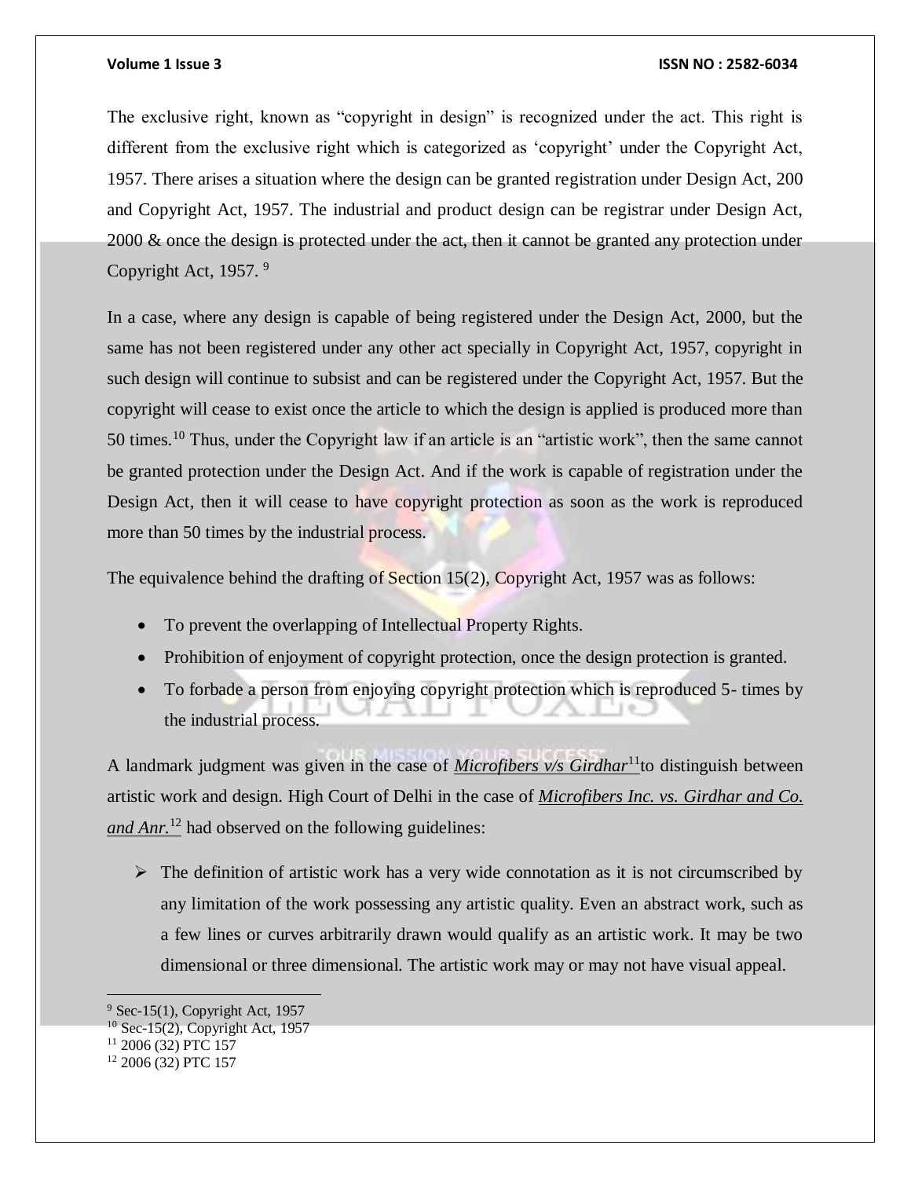The exclusive right, known as "copyright in design" is recognized under the act. This right is different from the exclusive right which is categorized as 'copyright' under the Copyright Act, 1957. There arises a situation where the design can be granted registration under Design Act, 200 and Copyright Act, 1957. The industrial and product design can be registrar under Design Act, 2000 & once the design is protected under the act, then it cannot be granted any protection under Copyright Act, 1957. [9]

In a case, where any design is capable of being registered under the Design Act, 2000, but the same has not been registered under any other act specially in Copyright Act, 1957, copyright in such design will continue to subsist and can be registered under the Copyright Act, 1957. But the copyright will cease to exist once the article to which the design is applied is produced more than 50 times.[10] Thus, under the Copyright law if an article is an "artistic work", then the same cannot be granted protection under the Design Act. And if the work is capable of registration under the Design Act, then it will cease to have copyright protection as soon as the work is reproduced more than 50 times by the industrial process.

The equivalence behind the drafting of Section 15(2), Copyright Act, 1957 was as follows:

- To prevent the overlapping of Intellectual Property Rights.
- Prohibition of enjoyment of copyright protection, once the design protection is granted.
- To forbade a person from enjoying copyright protection which is reproduced 5- times by the industrial process.

A landmark judgment was given in the case of ***Microfibers v/s Girdhar***[11] to distinguish between artistic work and design. High Court of Delhi in the case of ***Microfibers Inc. vs. Girdhar and Co. and Anr.***[12] had observed on the following guidelines:

- The definition of artistic work has a very wide connotation as it is not circumscribed by any limitation of the work possessing any artistic quality. Even an abstract work, such as a few lines or curves arbitrarily drawn would qualify as an artistic work. It may be two dimensional or three dimensional. The artistic work may or may not have visual appeal.

---

[9] Sec-15(1), Copyright Act, 1957
[10] Sec-15(2), Copyright Act, 1957
[11] 2006 (32) PTC 157
[12] 2006 (32) PTC 157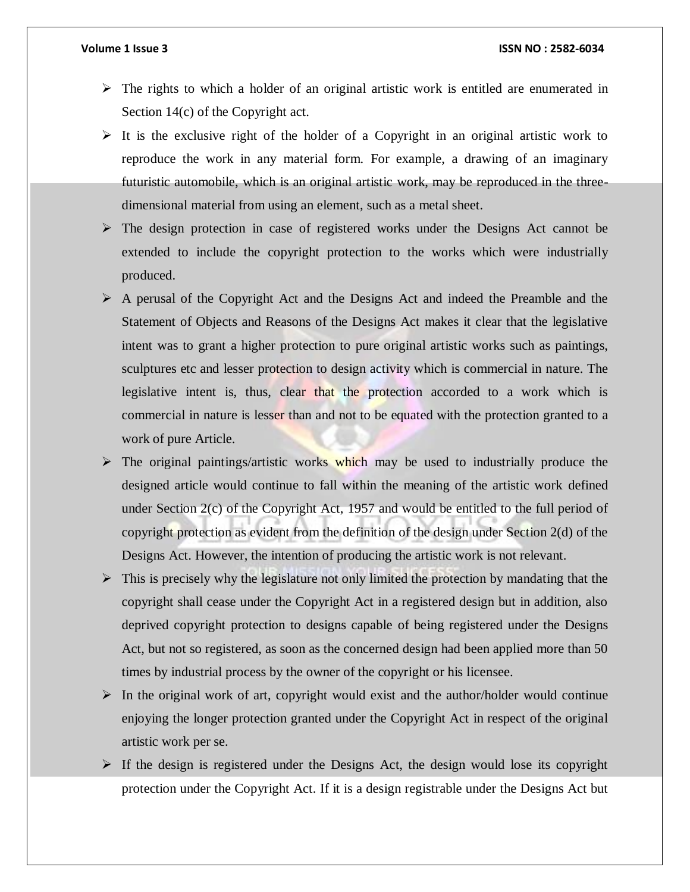- The rights to which a holder of an original artistic work is entitled are enumerated in Section 14(c) of the Copyright act.
- It is the exclusive right of the holder of a Copyright in an original artistic work to reproduce the work in any material form. For example, a drawing of an imaginary futuristic automobile, which is an original artistic work, may be reproduced in the three-dimensional material from using an element, such as a metal sheet.
- The design protection in case of registered works under the Designs Act cannot be extended to include the copyright protection to the works which were industrially produced.
- A perusal of the Copyright Act and the Designs Act and indeed the Preamble and the Statement of Objects and Reasons of the Designs Act makes it clear that the legislative intent was to grant a higher protection to pure original artistic works such as paintings, sculptures etc and lesser protection to design activity which is commercial in nature. The legislative intent is, thus, clear that the protection accorded to a work which is commercial in nature is lesser than and not to be equated with the protection granted to a work of pure Article.
- The original paintings/artistic works which may be used to industrially produce the designed article would continue to fall within the meaning of the artistic work defined under Section 2(c) of the Copyright Act, 1957 and would be entitled to the full period of copyright protection as evident from the definition of the design under Section 2(d) of the Designs Act. However, the intention of producing the artistic work is not relevant.
- This is precisely why the legislature not only limited the protection by mandating that the copyright shall cease under the Copyright Act in a registered design but in addition, also deprived copyright protection to designs capable of being registered under the Designs Act, but not so registered, as soon as the concerned design had been applied more than 50 times by industrial process by the owner of the copyright or his licensee.
- In the original work of art, copyright would exist and the author/holder would continue enjoying the longer protection granted under the Copyright Act in respect of the original artistic work per se.
- If the design is registered under the Designs Act, the design would lose its copyright protection under the Copyright Act. If it is a design registrable under the Designs Act but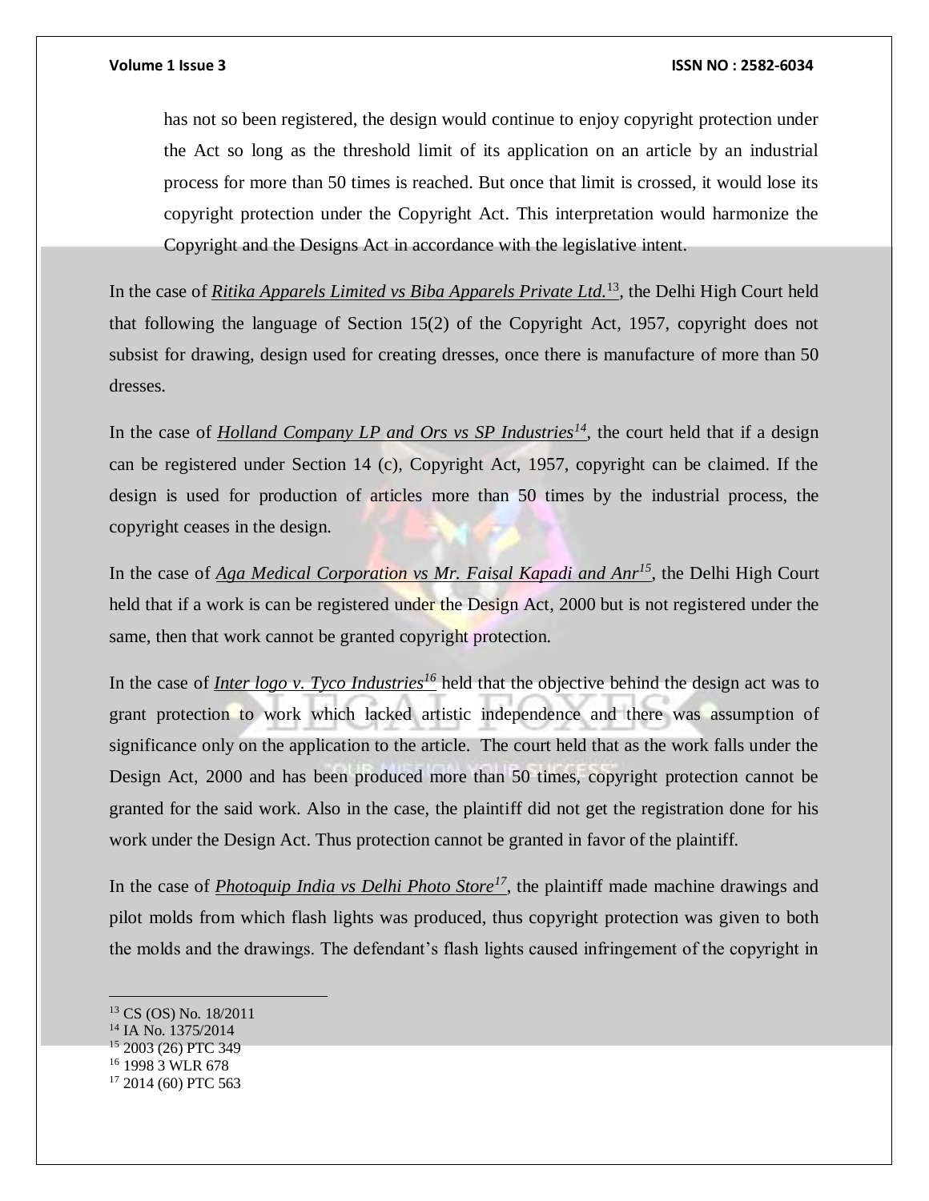has not so been registered, the design would continue to enjoy copyright protection under the Act so long as the threshold limit of its application on an article by an industrial process for more than 50 times is reached. But once that limit is crossed, it would lose its copyright protection under the Copyright Act. This interpretation would harmonize the Copyright and the Designs Act in accordance with the legislative intent.

In the case of ***Ritika Apparels Limited vs Biba Apparels Private Ltd.***[13], the Delhi High Court held that following the language of Section 15(2) of the Copyright Act, 1957, copyright does not subsist for drawing, design used for creating dresses, once there is manufacture of more than 50 dresses.

In the case of ***Holland Company LP and Ors vs SP Industries***[14], the court held that if a design can be registered under Section 14 (c), Copyright Act, 1957, copyright can be claimed. If the design is used for production of articles more than 50 times by the industrial process, the copyright ceases in the design.

In the case of ***Aga Medical Corporation vs Mr. Faisal Kapadi and Anr***[15], the Delhi High Court held that if a work is can be registered under the Design Act, 2000 but is not registered under the same, then that work cannot be granted copyright protection.

In the case of ***Inter logo v. Tyco Industries***[16] held that the objective behind the design act was to grant protection to work which lacked artistic independence and there was assumption of significance only on the application to the article. The court held that as the work falls under the Design Act, 2000 and has been produced more than 50 times, copyright protection cannot be granted for the said work. Also in the case, the plaintiff did not get the registration done for his work under the Design Act. Thus protection cannot be granted in favor of the plaintiff.

In the case of ***Photoquip India vs Delhi Photo Store***[17], the plaintiff made machine drawings and pilot molds from which flash lights was produced, thus copyright protection was given to both the molds and the drawings. The defendant's flash lights caused infringement of the copyright in

---

[13] CS (OS) No. 18/2011

[14] IA No. 1375/2014

[15] 2003 (26) PTC 349

[16] 1998 3 WLR 678

[17] 2014 (60) PTC 563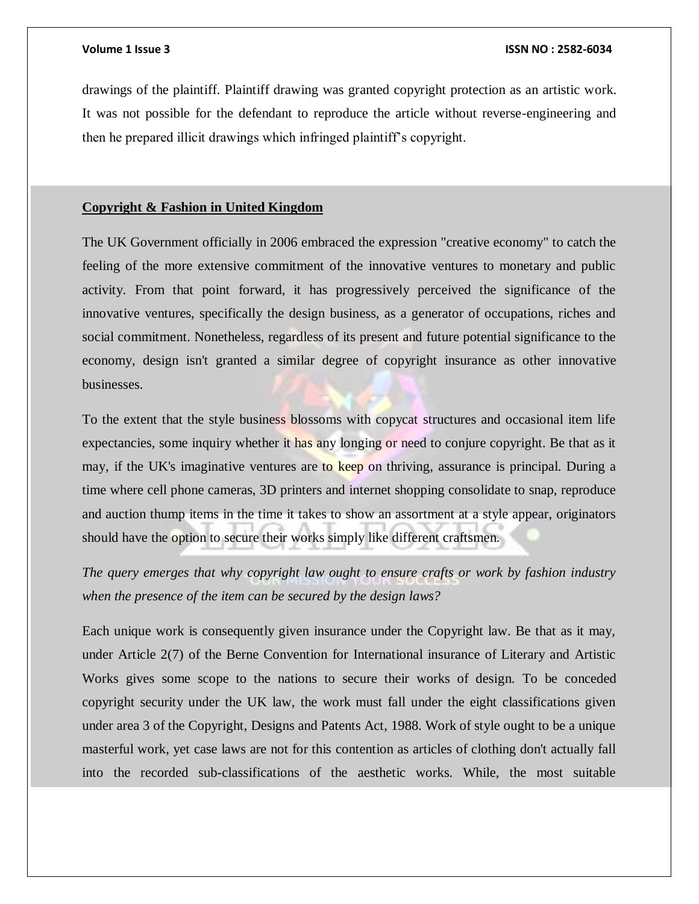drawings of the plaintiff. Plaintiff drawing was granted copyright protection as an artistic work. It was not possible for the defendant to reproduce the article without reverse-engineering and then he prepared illicit drawings which infringed plaintiff's copyright.

## Copyright & Fashion in United Kingdom

The UK Government officially in 2006 embraced the expression "creative economy" to catch the feeling of the more extensive commitment of the innovative ventures to monetary and public activity. From that point forward, it has progressively perceived the significance of the innovative ventures, specifically the design business, as a generator of occupations, riches and social commitment. Nonetheless, regardless of its present and future potential significance to the economy, design isn't granted a similar degree of copyright insurance as other innovative businesses.

To the extent that the style business blossoms with copycat structures and occasional item life expectancies, some inquiry whether it has any longing or need to conjure copyright. Be that as it may, if the UK's imaginative ventures are to keep on thriving, assurance is principal. During a time where cell phone cameras, 3D printers and internet shopping consolidate to snap, reproduce and auction thump items in the time it takes to show an assortment at a style appear, originators should have the option to secure their works simply like different craftsmen.

*The query emerges that why copyright law ought to ensure crafts or work by fashion industry when the presence of the item can be secured by the design laws?*

Each unique work is consequently given insurance under the Copyright law. Be that as it may, under Article 2(7) of the Berne Convention for International insurance of Literary and Artistic Works gives some scope to the nations to secure their works of design. To be conceded copyright security under the UK law, the work must fall under the eight classifications given under area 3 of the Copyright, Designs and Patents Act, 1988. Work of style ought to be a unique masterful work, yet case laws are not for this contention as articles of clothing don't actually fall into the recorded sub-classifications of the aesthetic works. While, the most suitable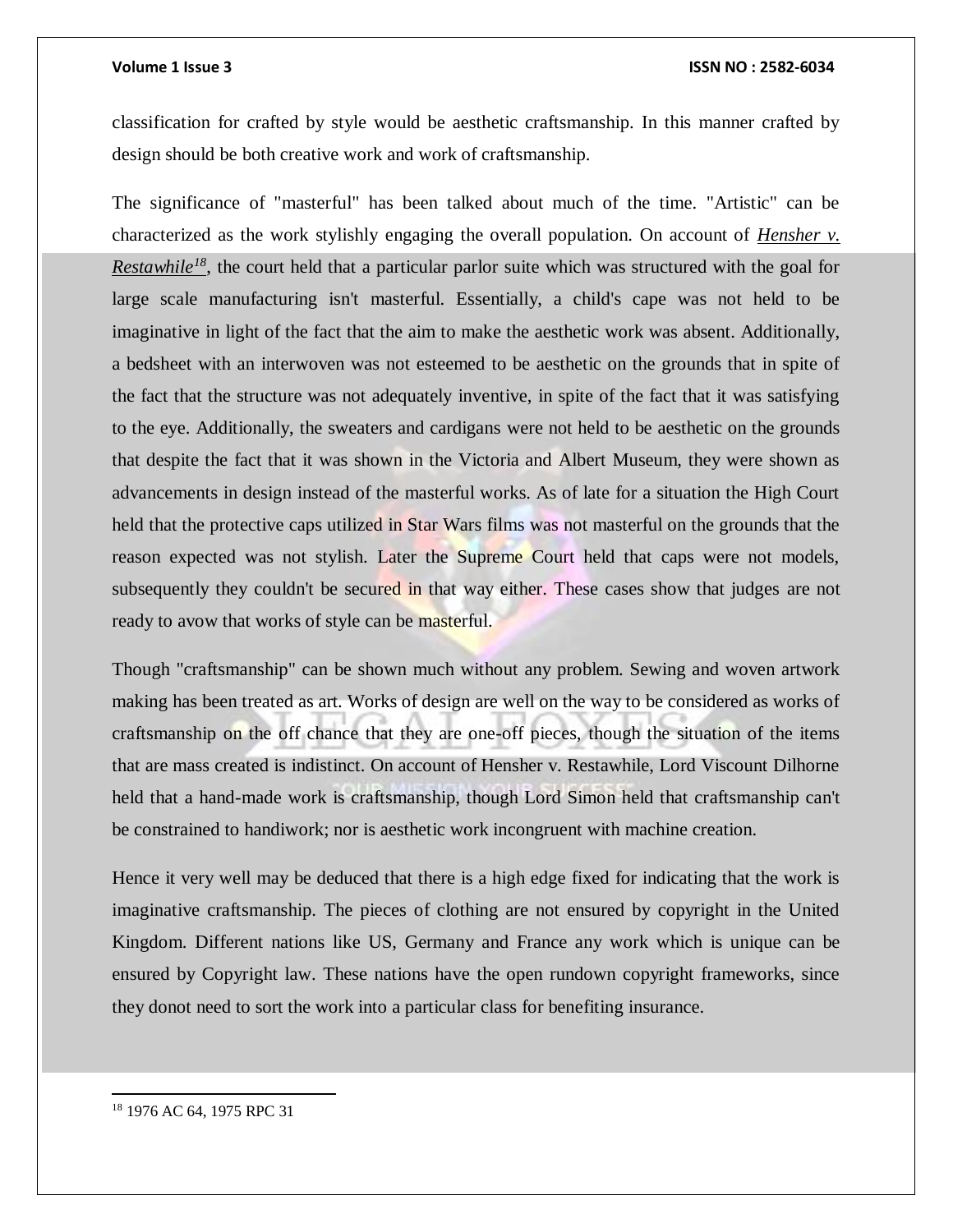classification for crafted by style would be aesthetic craftsmanship. In this manner crafted by design should be both creative work and work of craftsmanship.

The significance of "masterful" has been talked about much of the time. "Artistic" can be characterized as the work stylishly engaging the overall population. On account of ***Hensher v. Restawhile***[18], the court held that a particular parlor suite which was structured with the goal for large scale manufacturing isn't masterful. Essentially, a child's cape was not held to be imaginative in light of the fact that the aim to make the aesthetic work was absent. Additionally, a bedsheet with an interwoven was not esteemed to be aesthetic on the grounds that in spite of the fact that the structure was not adequately inventive, in spite of the fact that it was satisfying to the eye. Additionally, the sweaters and cardigans were not held to be aesthetic on the grounds that despite the fact that it was shown in the Victoria and Albert Museum, they were shown as advancements in design instead of the masterful works. As of late for a situation the High Court held that the protective caps utilized in Star Wars films was not masterful on the grounds that the reason expected was not stylish. Later the Supreme Court held that caps were not models, subsequently they couldn't be secured in that way either. These cases show that judges are not ready to avow that works of style can be masterful.

Though "craftsmanship" can be shown much without any problem. Sewing and woven artwork making has been treated as art. Works of design are well on the way to be considered as works of craftsmanship on the off chance that they are one-off pieces, though the situation of the items that are mass created is indistinct. On account of Hensher v. Restawhile, Lord Viscount Dilhorne held that a hand-made work is craftsmanship, though Lord Simon held that craftsmanship can't be constrained to handiwork; nor is aesthetic work incongruent with machine creation.

Hence it very well may be deduced that there is a high edge fixed for indicating that the work is imaginative craftsmanship. The pieces of clothing are not ensured by copyright in the United Kingdom. Different nations like US, Germany and France any work which is unique can be ensured by Copyright law. These nations have the open rundown copyright frameworks, since they donot need to sort the work into a particular class for benefiting insurance.

---

[18] 1976 AC 64, 1975 RPC 31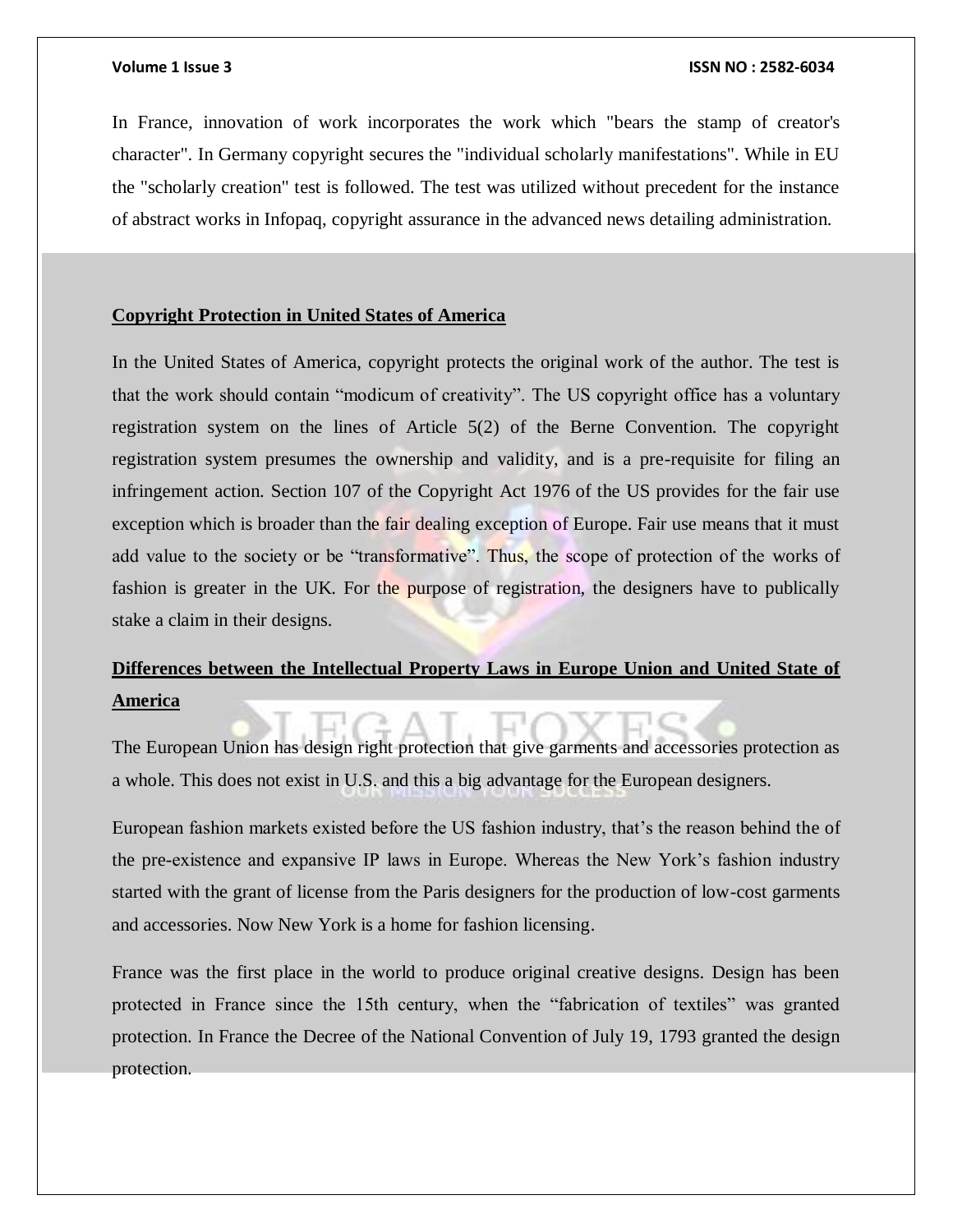In France, innovation of work incorporates the work which "bears the stamp of creator's character". In Germany copyright secures the "individual scholarly manifestations". While in EU the "scholarly creation" test is followed. The test was utilized without precedent for the instance of abstract works in Infopaq, copyright assurance in the advanced news detailing administration.

**Copyright Protection in United States of America**

In the United States of America, copyright protects the original work of the author. The test is that the work should contain "modicum of creativity". The US copyright office has a voluntary registration system on the lines of Article 5(2) of the Berne Convention. The copyright registration system presumes the ownership and validity, and is a pre-requisite for filing an infringement action. Section 107 of the Copyright Act 1976 of the US provides for the fair use exception which is broader than the fair dealing exception of Europe. Fair use means that it must add value to the society or be "transformative". Thus, the scope of protection of the works of fashion is greater in the UK. For the purpose of registration, the designers have to publically stake a claim in their designs.

**Differences between the Intellectual Property Laws in Europe Union and United State of America**

The European Union has design right protection that give garments and accessories protection as a whole. This does not exist in U.S. and this a big advantage for the European designers.

European fashion markets existed before the US fashion industry, that's the reason behind the of the pre-existence and expansive IP laws in Europe. Whereas the New York's fashion industry started with the grant of license from the Paris designers for the production of low-cost garments and accessories. Now New York is a home for fashion licensing.

France was the first place in the world to produce original creative designs. Design has been protected in France since the 15th century, when the "fabrication of textiles" was granted protection. In France the Decree of the National Convention of July 19, 1793 granted the design protection.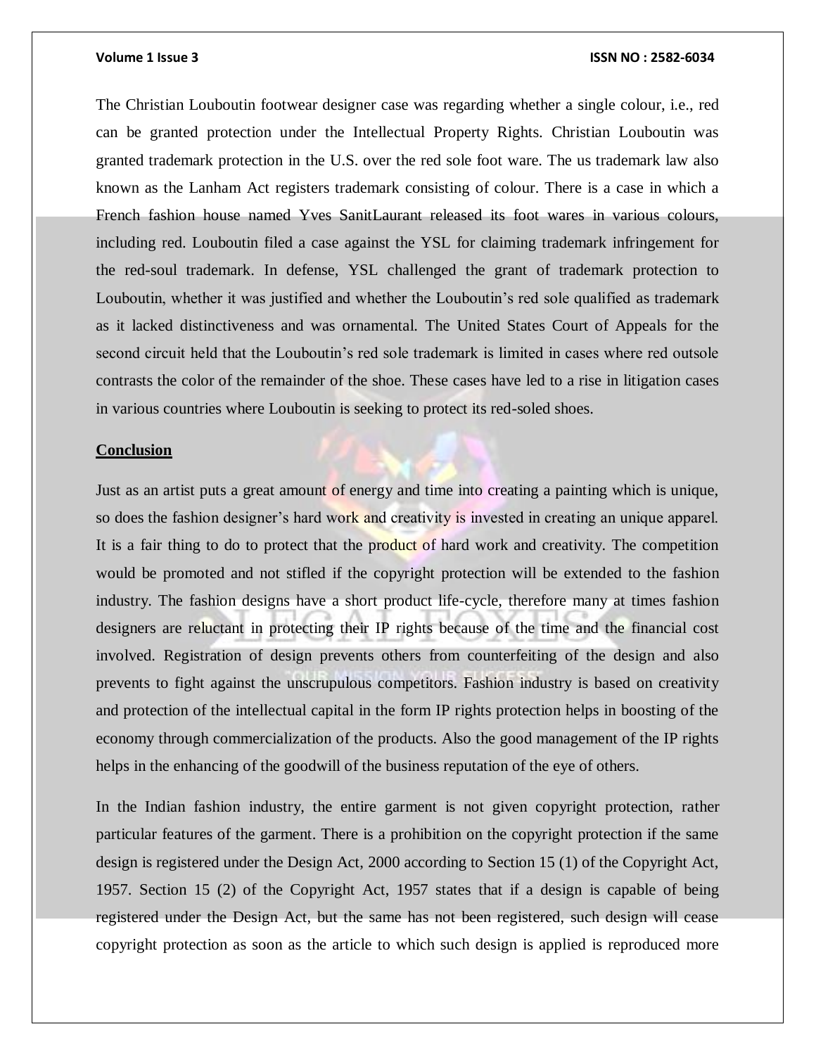The Christian Louboutin footwear designer case was regarding whether a single colour, i.e., red can be granted protection under the Intellectual Property Rights. Christian Louboutin was granted trademark protection in the U.S. over the red sole foot ware. The us trademark law also known as the Lanham Act registers trademark consisting of colour. There is a case in which a French fashion house named Yves SanitLaurant released its foot wares in various colours, including red. Louboutin filed a case against the YSL for claiming trademark infringement for the red-soul trademark. In defense, YSL challenged the grant of trademark protection to Louboutin, whether it was justified and whether the Louboutin's red sole qualified as trademark as it lacked distinctiveness and was ornamental. The United States Court of Appeals for the second circuit held that the Louboutin's red sole trademark is limited in cases where red outsole contrasts the color of the remainder of the shoe. These cases have led to a rise in litigation cases in various countries where Louboutin is seeking to protect its red-soled shoes.

## Conclusion

Just as an artist puts a great amount of energy and time into creating a painting which is unique, so does the fashion designer's hard work and creativity is invested in creating an unique apparel. It is a fair thing to do to protect that the product of hard work and creativity. The competition would be promoted and not stifled if the copyright protection will be extended to the fashion industry. The fashion designs have a short product life-cycle, therefore many at times fashion designers are reluctant in protecting their IP rights because of the time and the financial cost involved. Registration of design prevents others from counterfeiting of the design and also prevents to fight against the unscrupulous competitors. Fashion industry is based on creativity and protection of the intellectual capital in the form IP rights protection helps in boosting of the economy through commercialization of the products. Also the good management of the IP rights helps in the enhancing of the goodwill of the business reputation of the eye of others.

In the Indian fashion industry, the entire garment is not given copyright protection, rather particular features of the garment. There is a prohibition on the copyright protection if the same design is registered under the Design Act, 2000 according to Section 15 (1) of the Copyright Act, 1957. Section 15 (2) of the Copyright Act, 1957 states that if a design is capable of being registered under the Design Act, but the same has not been registered, such design will cease copyright protection as soon as the article to which such design is applied is reproduced more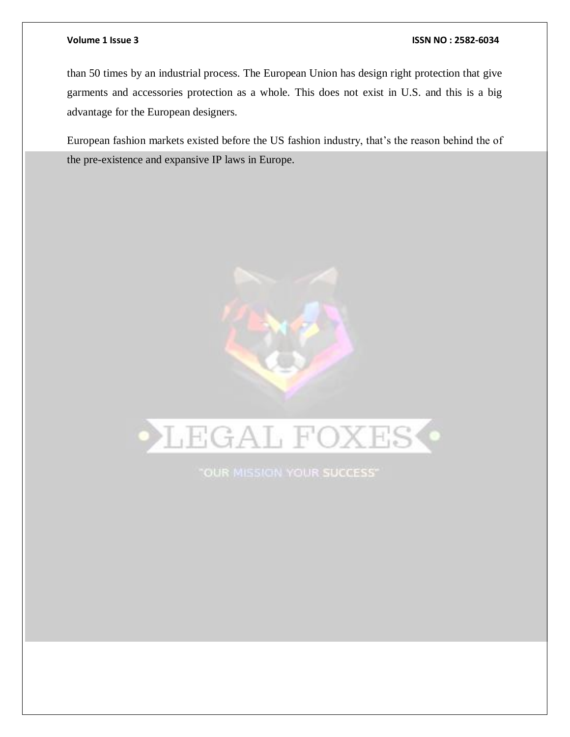than 50 times by an industrial process. The European Union has design right protection that give garments and accessories protection as a whole. This does not exist in U.S. and this is a big advantage for the European designers.

European fashion markets existed before the US fashion industry, that's the reason behind the of the pre-existence and expansive IP laws in Europe.